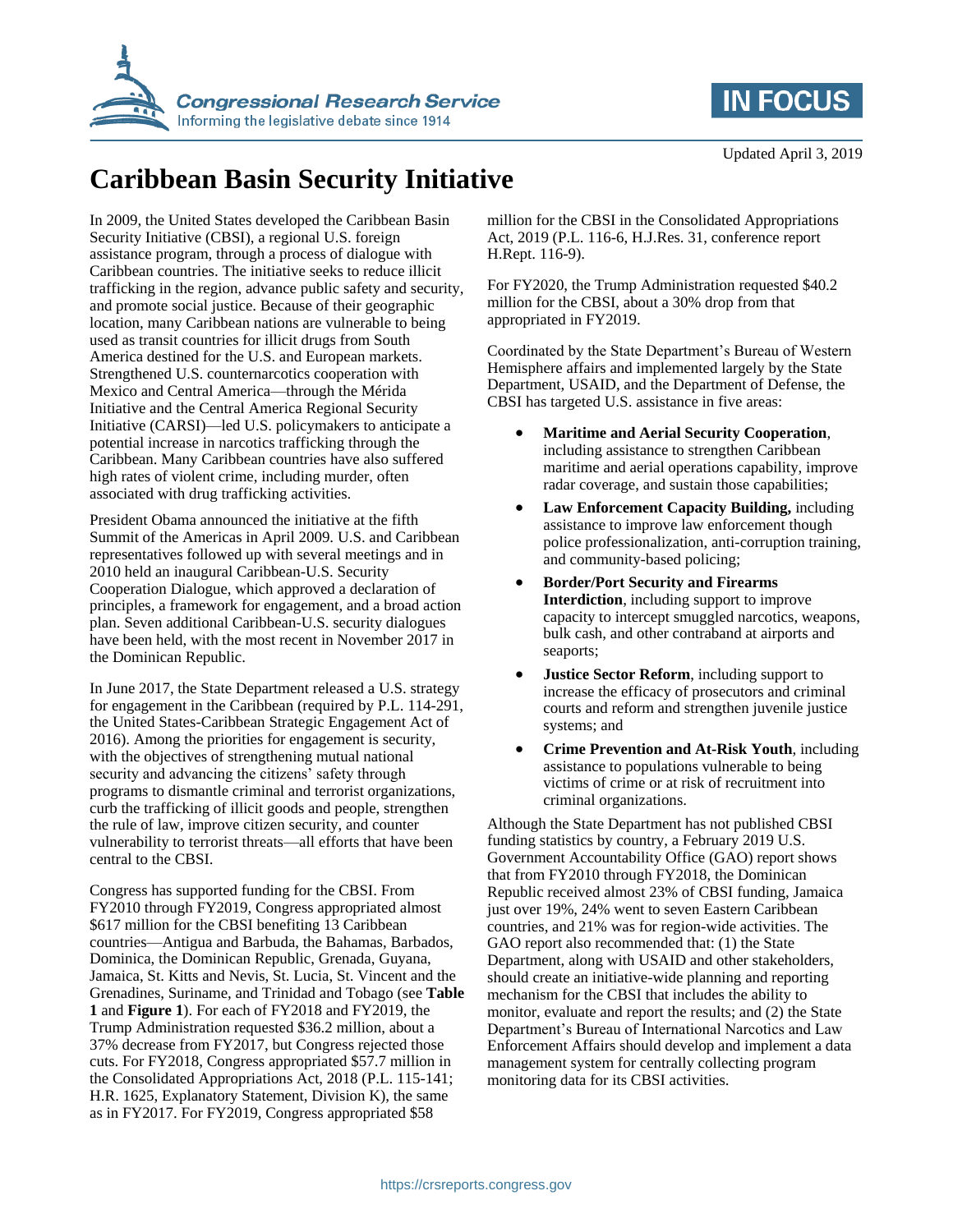Updated April 3, 2019

# Caribbean Basin Security Initiative

In 2009, the United States developed the Caribbean Basin Security Initiative (CBSI), a regional U.S. foreign assistance program, through a process of dialogue with Caribbean countries. The initiative seeks to reduce illicit trafficking in the region, advance public safety and security, and promote social justice. Because of their geographic location, many Caribbean nations are vulnerable to being used as transit countries for illicit drugs from South America destined for the U.S. and European markets. Strengthened U.S. counternarcotics cooperation with Mexico and Central America—through the Mérida Initiative and the Central America Regional Security Initiative (CARSI)—led U.S. policymakers to anticipate a potential increase in narcotics trafficking through the Caribbean. Many Caribbean countries have also suffered high rates of violent crime, including murder, often associated with drug trafficking activities.

President Obama announced the initiative at the fifth Summit of the Americas in April 2009. U.S. and Caribbean representatives followed up with several meetings and in 2010 held an inaugural Caribbean-U.S. Security Cooperation Dialogue, which approved a declaration of principles, a framework for engagement, and a broad action plan. Seven additional Caribbean-U.S. security dialogues have been held, with the most recent in November 2017 in the Dominican Republic.

In June 2017, the State Department released a U.S. strategy for engagement in the Caribbean (required by P.L. 114-291, the United States-Caribbean Strategic Engagement Act of 2016). Among the priorities for engagement is security, with the objectives of strengthening mutual national security and advancing the citizens' safety through programs to dismantle criminal and terrorist organizations, curb the trafficking of illicit goods and people, strengthen the rule of law, improve citizen security, and counter vulnerability to terrorist threats—all efforts that have been central to the CBSI.

Congress has supported funding for the CBSI. From FY2010 through FY2019, Congress appropriated almost $617 million for the CBSI benefiting 13 Caribbean countries—Antigua and Barbuda, the Bahamas, Barbados, Dominica, the Dominican Republic, Grenada, Guyana, Jamaica, St. Kitts and Nevis, St. Lucia, St. Vincent and the Grenadines, Suriname, and Trinidad and Tobago (see **Table 1** and **Figure 1**). For each of FY2018 and FY2019, the Trump Administration requested $36.2 million, about a 37% decrease from FY2017, but Congress rejected those cuts. For FY2018, Congress appropriated $57.7 million in the Consolidated Appropriations Act, 2018 (P.L. 115-141; H.R. 1625, Explanatory Statement, Division K), the same as in FY2017. For FY2019, Congress appropriated $58 million for the CBSI in the Consolidated Appropriations Act, 2019 (P.L. 116-6, H.J.Res. 31, conference report H.Rept. 116-9).

For FY2020, the Trump Administration requested $40.2 million for the CBSI, about a 30% drop from that appropriated in FY2019.

Coordinated by the State Department's Bureau of Western Hemisphere affairs and implemented largely by the State Department, USAID, and the Department of Defense, the CBSI has targeted U.S. assistance in five areas:

- **Maritime and Aerial Security Cooperation**, including assistance to strengthen Caribbean maritime and aerial operations capability, improve radar coverage, and sustain those capabilities;
- **Law Enforcement Capacity Building,** including assistance to improve law enforcement though police professionalization, anti-corruption training, and community-based policing;
- **Border/Port Security and Firearms Interdiction**, including support to improve capacity to intercept smuggled narcotics, weapons, bulk cash, and other contraband at airports and seaports;
- **Justice Sector Reform**, including support to increase the efficacy of prosecutors and criminal courts and reform and strengthen juvenile justice systems; and
- **Crime Prevention and At-Risk Youth**, including assistance to populations vulnerable to being victims of crime or at risk of recruitment into criminal organizations.

Although the State Department has not published CBSI funding statistics by country, a February 2019 U.S. Government Accountability Office (GAO) report shows that from FY2010 through FY2018, the Dominican Republic received almost 23% of CBSI funding, Jamaica just over 19%, 24% went to seven Eastern Caribbean countries, and 21% was for region-wide activities. The GAO report also recommended that: (1) the State Department, along with USAID and other stakeholders, should create an initiative-wide planning and reporting mechanism for the CBSI that includes the ability to monitor, evaluate and report the results; and (2) the State Department's Bureau of International Narcotics and Law Enforcement Affairs should develop and implement a data management system for centrally collecting program monitoring data for its CBSI activities.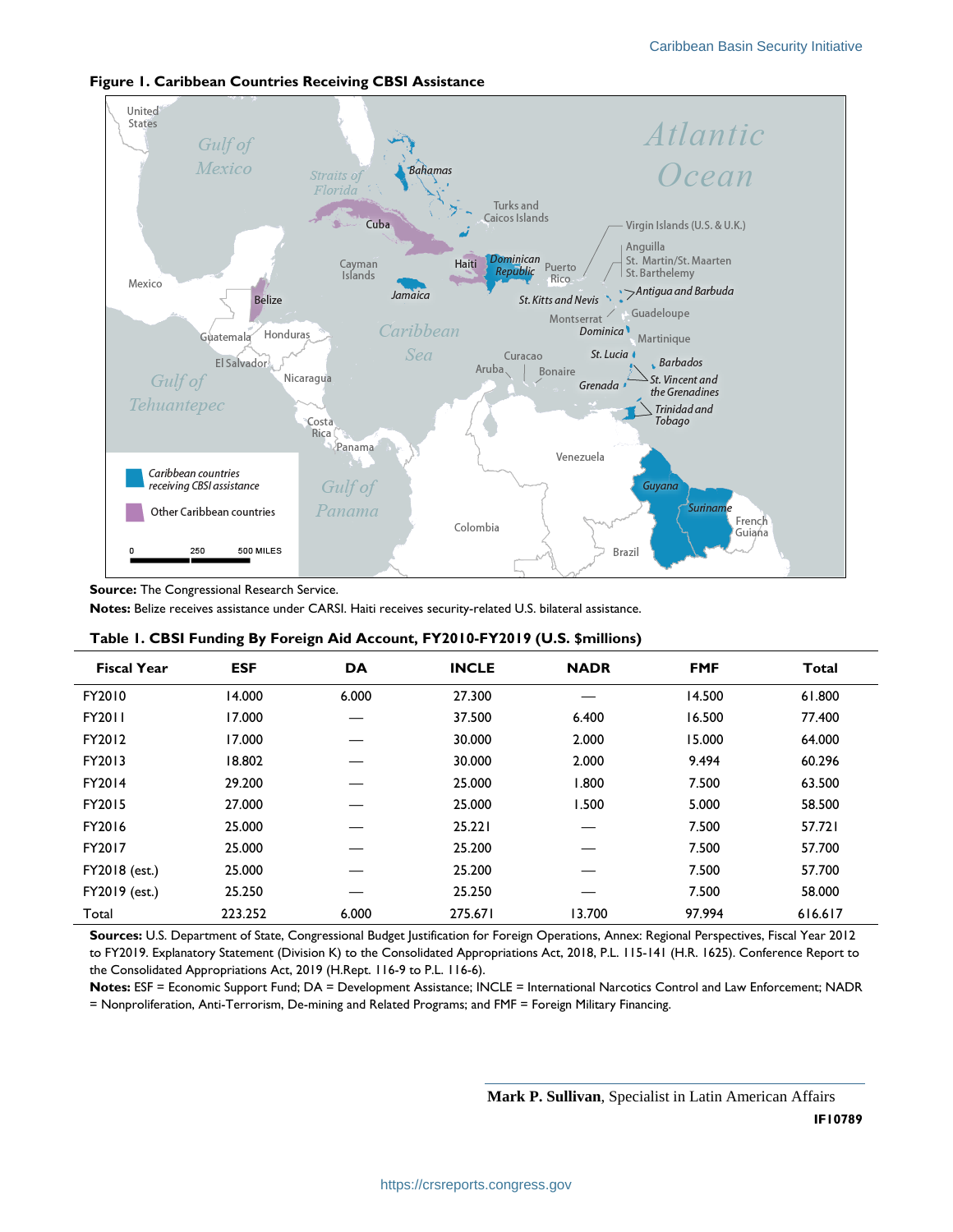**Figure 1. Caribbean Countries Receiving CBSI Assistance**

**Source:** The Congressional Research Service.

**Notes:** Belize receives assistance under CARSI. Haiti receives security-related U.S. bilateral assistance.

**Table 1. CBSI Funding By Foreign Aid Account, FY2010-FY2019 (U.S. $millions)**

| Fiscal Year | ESF | DA | INCLE | NADR | FMF | Total |
|---|---|---|---|---|---|---|
| FY2010 | 14.000 | 6.000 | 27.300 | — | 14.500 | 61.800 |
| FY2011 | 17.000 | — | 37.500 | 6.400 | 16.500 | 77.400 |
| FY2012 | 17.000 | — | 30.000 | 2.000 | 15.000 | 64.000 |
| FY2013 | 18.802 | — | 30.000 | 2.000 | 9.494 | 60.296 |
| FY2014 | 29.200 | — | 25.000 | 1.800 | 7.500 | 63.500 |
| FY2015 | 27.000 | — | 25.000 | 1.500 | 5.000 | 58.500 |
| FY2016 | 25.000 | — | 25.221 | — | 7.500 | 57.721 |
| FY2017 | 25.000 | — | 25.200 | — | 7.500 | 57.700 |
| FY2018 (est.) | 25.000 | — | 25.200 | — | 7.500 | 57.700 |
| FY2019 (est.) | 25.250 | — | 25.250 | — | 7.500 | 58.000 |
| Total | 223.252 | 6.000 | 275.671 | 13.700 | 97.994 | 616.617 |

**Sources:** U.S. Department of State, Congressional Budget Justification for Foreign Operations, Annex: Regional Perspectives, Fiscal Year 2012 to FY2019. Explanatory Statement (Division K) to the Consolidated Appropriations Act, 2018, P.L. 115-141 (H.R. 1625). Conference Report to the Consolidated Appropriations Act, 2019 (H.Rept. 116-9 to P.L. 116-6).

**Notes:** ESF = Economic Support Fund; DA = Development Assistance; INCLE = International Narcotics Control and Law Enforcement; NADR = Nonproliferation, Anti-Terrorism, De-mining and Related Programs; and FMF = Foreign Military Financing.

**Mark P. Sullivan**, Specialist in Latin American Affairs

**IF10789**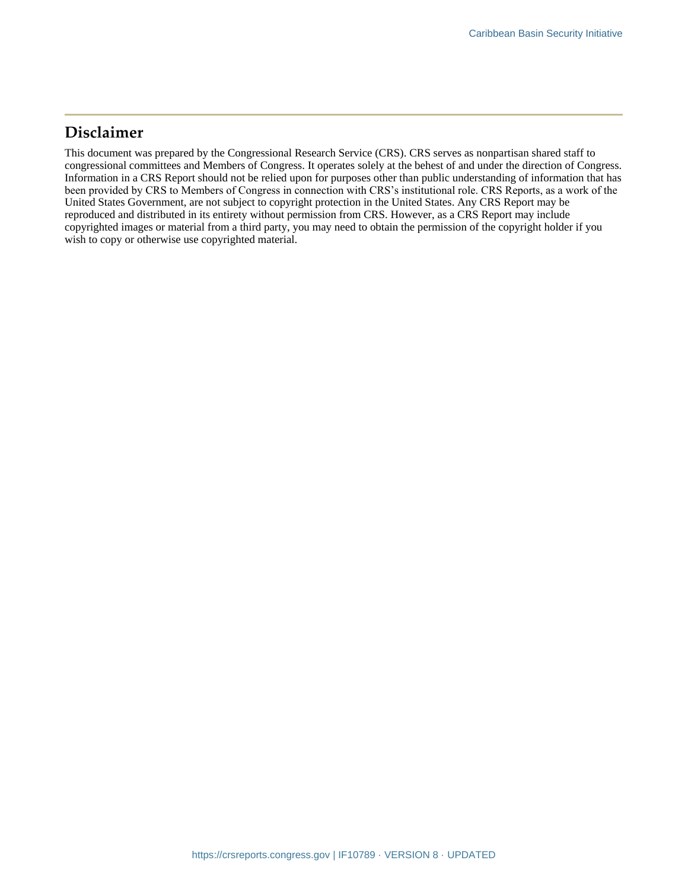## Disclaimer

This document was prepared by the Congressional Research Service (CRS). CRS serves as nonpartisan shared staff to congressional committees and Members of Congress. It operates solely at the behest of and under the direction of Congress. Information in a CRS Report should not be relied upon for purposes other than public understanding of information that has been provided by CRS to Members of Congress in connection with CRS's institutional role. CRS Reports, as a work of the United States Government, are not subject to copyright protection in the United States. Any CRS Report may be reproduced and distributed in its entirety without permission from CRS. However, as a CRS Report may include copyrighted images or material from a third party, you may need to obtain the permission of the copyright holder if you wish to copy or otherwise use copyrighted material.